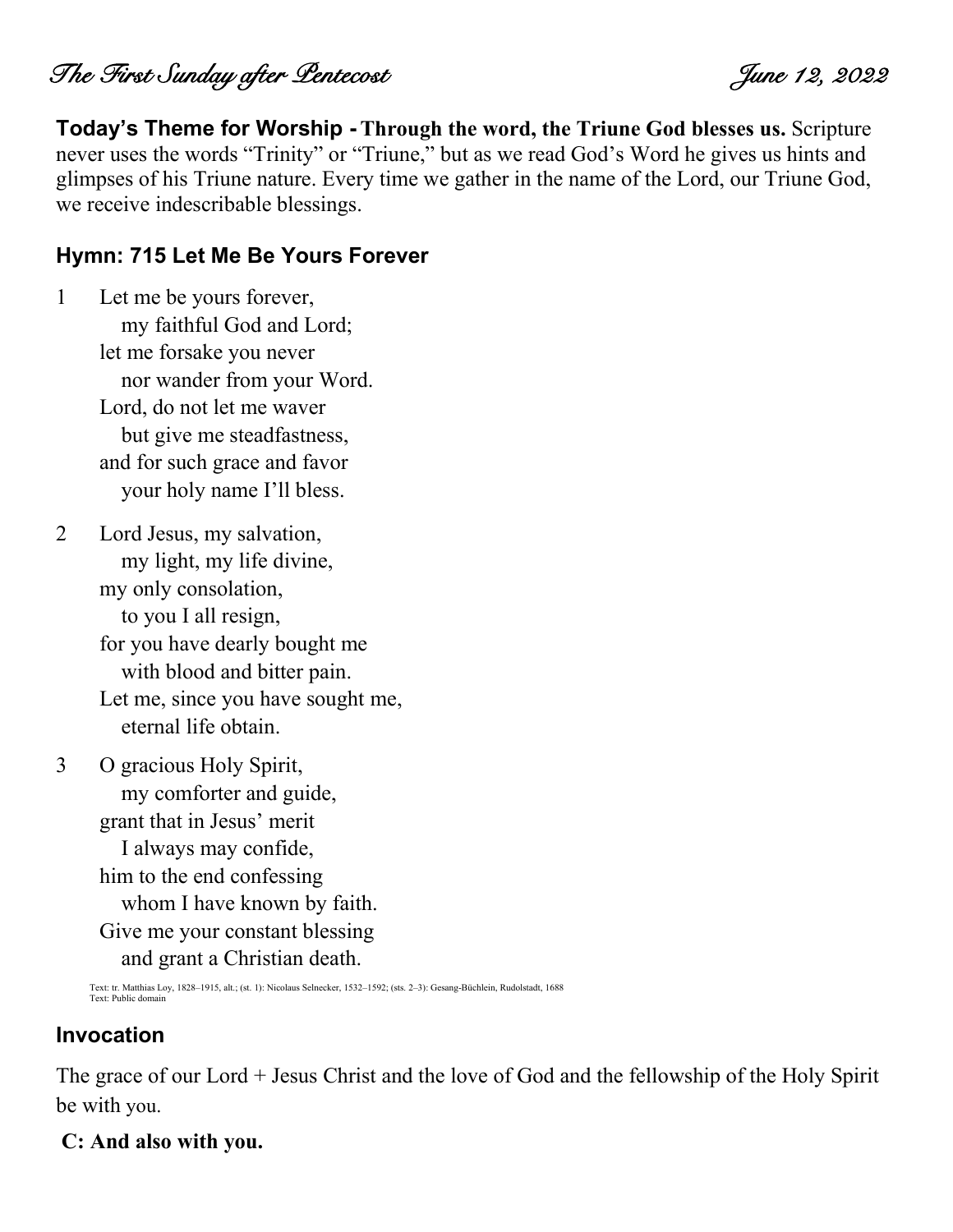*The First Sunday after Pentecost* *June 12, 2022*

**Today's Theme for Worship - Through the word, the Triune God blesses us.** Scripture never uses the words "Trinity" or "Triune," but as we read God's Word he gives us hints and glimpses of his Triune nature. Every time we gather in the name of the Lord, our Triune God, we receive indescribable blessings.

## Hymn: 715 Let Me Be Yours Forever

1 Let me be yours forever,
my faithful God and Lord;
let me forsake you never
nor wander from your Word.
Lord, do not let me waver
but give me steadfastness,
and for such grace and favor
your holy name I'll bless.

2 Lord Jesus, my salvation,
my light, my life divine,
my only consolation,
to you I all resign,
for you have dearly bought me
with blood and bitter pain.
Let me, since you have sought me,
eternal life obtain.

3 O gracious Holy Spirit,
my comforter and guide,
grant that in Jesus' merit
I always may confide,
him to the end confessing
whom I have known by faith.
Give me your constant blessing
and grant a Christian death.

Text: tr. Matthias Loy, 1828–1915, alt.; (st. 1): Nicolaus Selnecker, 1532–1592; (sts. 2–3): Gesang-Büchlein, Rudolstadt, 1688
Text: Public domain

## Invocation

The grace of our Lord + Jesus Christ and the love of God and the fellowship of the Holy Spirit be with you.

**C: And also with you.**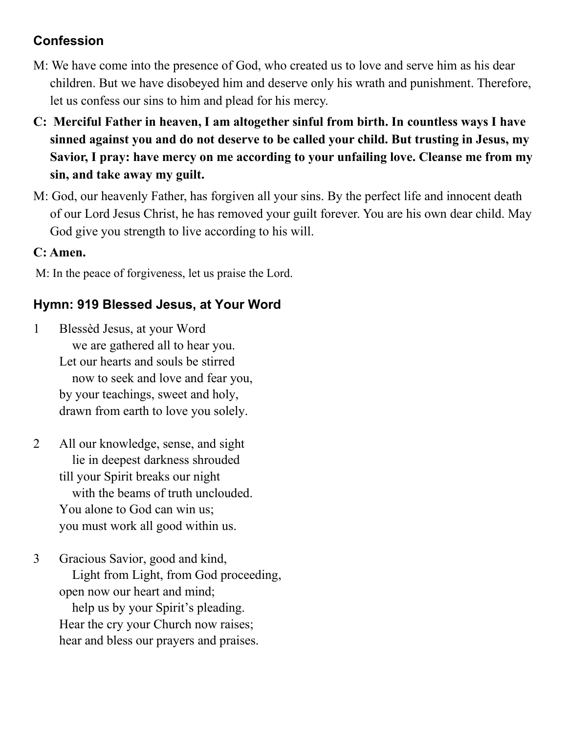## Confession

M: We have come into the presence of God, who created us to love and serve him as his dear children. But we have disobeyed him and deserve only his wrath and punishment. Therefore, let us confess our sins to him and plead for his mercy.

**C: Merciful Father in heaven, I am altogether sinful from birth. In countless ways I have sinned against you and do not deserve to be called your child. But trusting in Jesus, my Savior, I pray: have mercy on me according to your unfailing love. Cleanse me from my sin, and take away my guilt.**

M: God, our heavenly Father, has forgiven all your sins. By the perfect life and innocent death of our Lord Jesus Christ, he has removed your guilt forever. You are his own dear child. May God give you strength to live according to his will.

**C: Amen.**

M: In the peace of forgiveness, let us praise the Lord.

## Hymn: 919 Blessed Jesus, at Your Word

1 Blessèd Jesus, at your Word
we are gathered all to hear you.
Let our hearts and souls be stirred
now to seek and love and fear you,
by your teachings, sweet and holy,
drawn from earth to love you solely.

2 All our knowledge, sense, and sight
lie in deepest darkness shrouded
till your Spirit breaks our night
with the beams of truth unclouded.
You alone to God can win us;
you must work all good within us.

3 Gracious Savior, good and kind,
Light from Light, from God proceeding,
open now our heart and mind;
help us by your Spirit's pleading.
Hear the cry your Church now raises;
hear and bless our prayers and praises.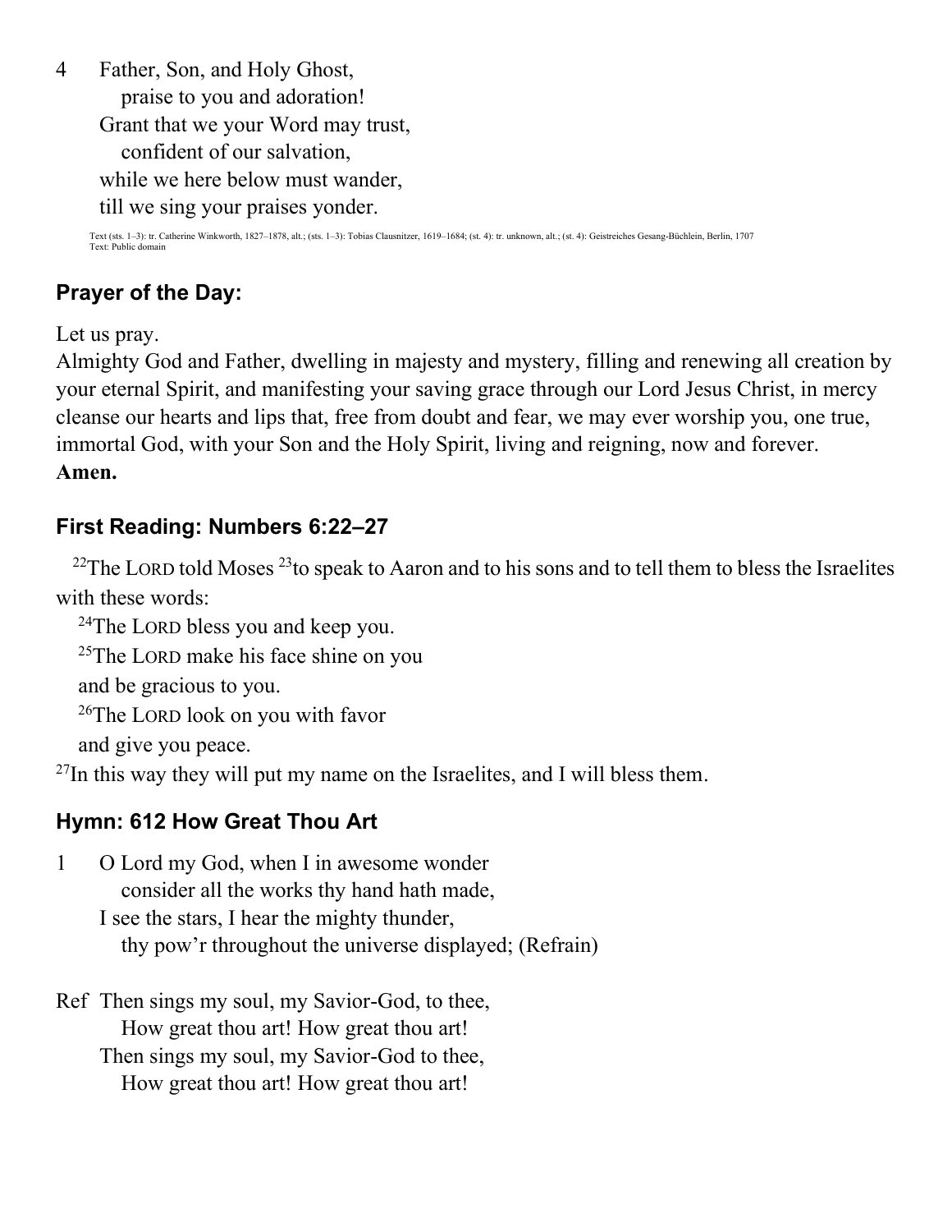4 Father, Son, and Holy Ghost,
praise to you and adoration!
Grant that we your Word may trust,
confident of our salvation,
while we here below must wander,
till we sing your praises yonder.

Text (sts. 1–3): tr. Catherine Winkworth, 1827–1878, alt.; (sts. 1–3): Tobias Clausnitzer, 1619–1684; (st. 4): tr. unknown, alt.; (st. 4): Geistreiches Gesang-Büchlein, Berlin, 1707
Text: Public domain

## Prayer of the Day:

Let us pray.
Almighty God and Father, dwelling in majesty and mystery, filling and renewing all creation by your eternal Spirit, and manifesting your saving grace through our Lord Jesus Christ, in mercy cleanse our hearts and lips that, free from doubt and fear, we may ever worship you, one true, immortal God, with your Son and the Holy Spirit, living and reigning, now and forever.
**Amen.**

## First Reading: Numbers 6:22–27

[22]The LORD told Moses [23]to speak to Aaron and to his sons and to tell them to bless the Israelites with these words:

[24]The LORD bless you and keep you.
[25]The LORD make his face shine on you
and be gracious to you.
[26]The LORD look on you with favor
and give you peace.

[27]In this way they will put my name on the Israelites, and I will bless them.

## Hymn: 612 How Great Thou Art

1 O Lord my God, when I in awesome wonder
consider all the works thy hand hath made,
I see the stars, I hear the mighty thunder,
thy pow'r throughout the universe displayed; (Refrain)

Ref Then sings my soul, my Savior-God, to thee,
How great thou art! How great thou art!
Then sings my soul, my Savior-God to thee,
How great thou art! How great thou art!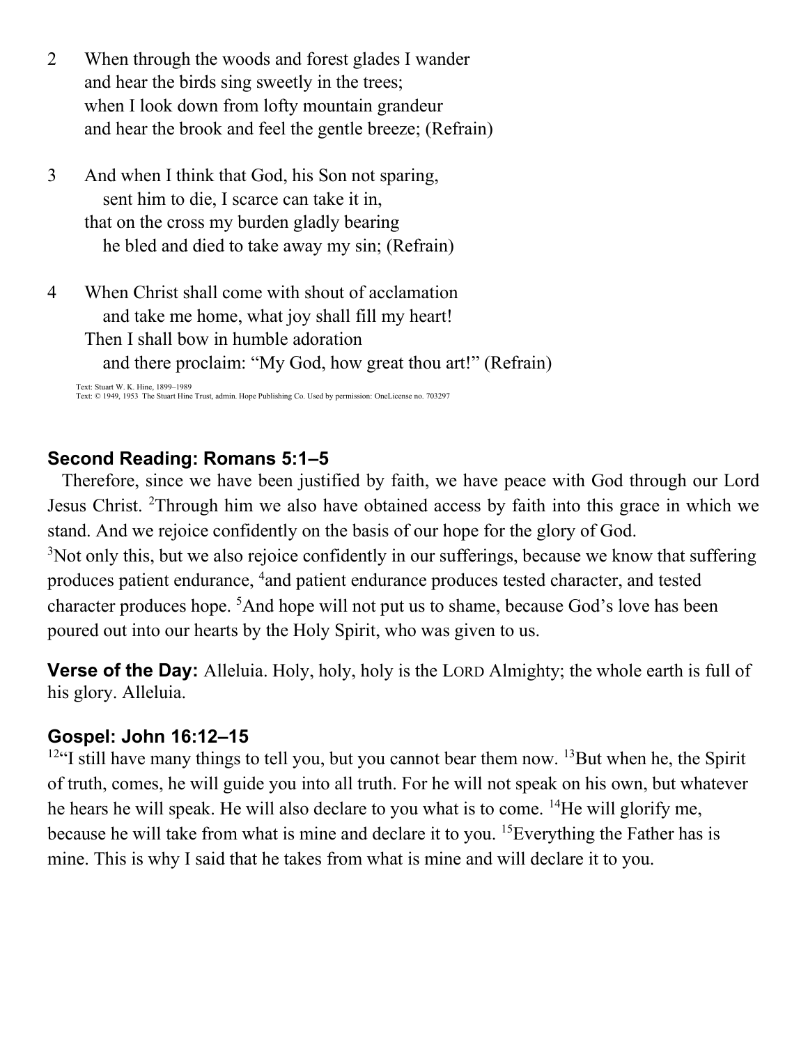2 When through the woods and forest glades I wander
and hear the birds sing sweetly in the trees;
when I look down from lofty mountain grandeur
and hear the brook and feel the gentle breeze; (Refrain)

3 And when I think that God, his Son not sparing,
sent him to die, I scarce can take it in,
that on the cross my burden gladly bearing
he bled and died to take away my sin; (Refrain)

4 When Christ shall come with shout of acclamation
and take me home, what joy shall fill my heart!
Then I shall bow in humble adoration
and there proclaim: "My God, how great thou art!" (Refrain)

Text: Stuart W. K. Hine, 1899–1989
Text: © 1949, 1953 The Stuart Hine Trust, admin. Hope Publishing Co. Used by permission: OneLicense no. 703297

## Second Reading: Romans 5:1–5

Therefore, since we have been justified by faith, we have peace with God through our Lord Jesus Christ. [2]Through him we also have obtained access by faith into this grace in which we stand. And we rejoice confidently on the basis of our hope for the glory of God.
[3]Not only this, but we also rejoice confidently in our sufferings, because we know that suffering produces patient endurance, [4]and patient endurance produces tested character, and tested character produces hope. [5]And hope will not put us to shame, because God's love has been poured out into our hearts by the Holy Spirit, who was given to us.

**Verse of the Day:** Alleluia. Holy, holy, holy is the LORD Almighty; the whole earth is full of his glory. Alleluia.

## Gospel: John 16:12–15

[12]"I still have many things to tell you, but you cannot bear them now. [13]But when he, the Spirit of truth, comes, he will guide you into all truth. For he will not speak on his own, but whatever he hears he will speak. He will also declare to you what is to come. [14]He will glorify me, because he will take from what is mine and declare it to you. [15]Everything the Father has is mine. This is why I said that he takes from what is mine and will declare it to you.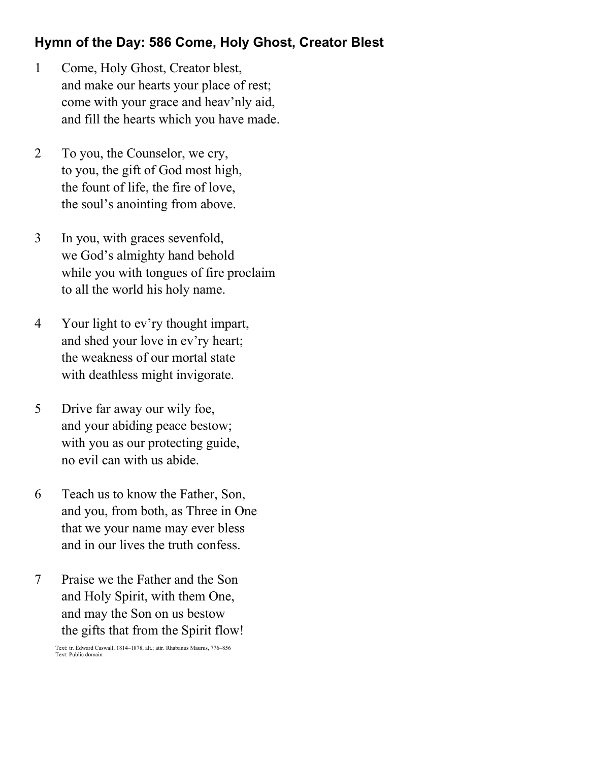### Hymn of the Day: 586 Come, Holy Ghost, Creator Blest

1 Come, Holy Ghost, Creator blest,
and make our hearts your place of rest;
come with your grace and heav'nly aid,
and fill the hearts which you have made.

2 To you, the Counselor, we cry,
to you, the gift of God most high,
the fount of life, the fire of love,
the soul's anointing from above.

3 In you, with graces sevenfold,
we God's almighty hand behold
while you with tongues of fire proclaim
to all the world his holy name.

4 Your light to ev'ry thought impart,
and shed your love in ev'ry heart;
the weakness of our mortal state
with deathless might invigorate.

5 Drive far away our wily foe,
and your abiding peace bestow;
with you as our protecting guide,
no evil can with us abide.

6 Teach us to know the Father, Son,
and you, from both, as Three in One
that we your name may ever bless
and in our lives the truth confess.

7 Praise we the Father and the Son
and Holy Spirit, with them One,
and may the Son on us bestow
the gifts that from the Spirit flow!

Text: tr. Edward Caswall, 1814–1878, alt.; attr. Rhabanus Maurus, 776–856
Text: Public domain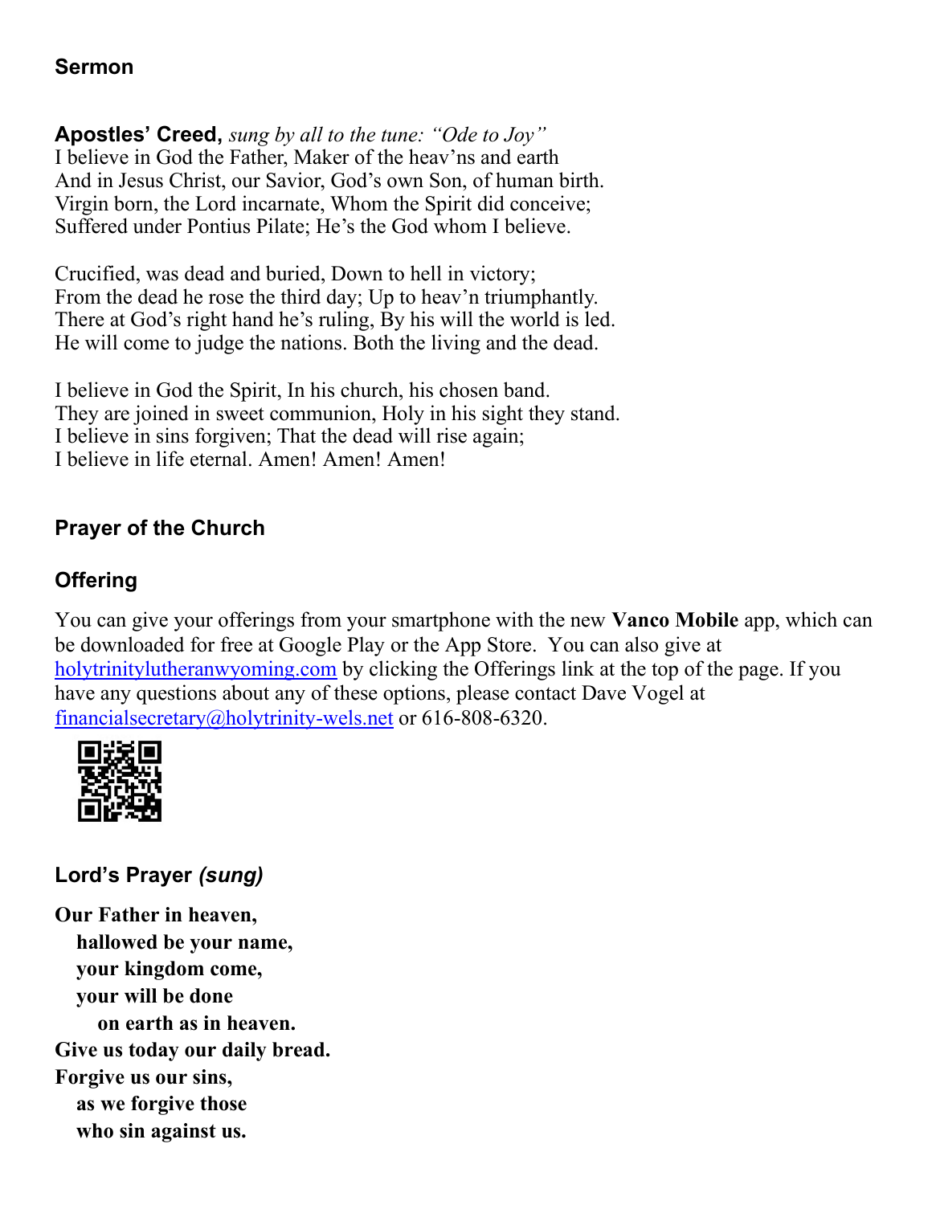### Sermon

**Apostles' Creed,** *sung by all to the tune: "Ode to Joy"*
I believe in God the Father, Maker of the heav'ns and earth
And in Jesus Christ, our Savior, God's own Son, of human birth.
Virgin born, the Lord incarnate, Whom the Spirit did conceive;
Suffered under Pontius Pilate; He's the God whom I believe.

Crucified, was dead and buried, Down to hell in victory;
From the dead he rose the third day; Up to heav'n triumphantly.
There at God's right hand he's ruling, By his will the world is led.
He will come to judge the nations. Both the living and the dead.

I believe in God the Spirit, In his church, his chosen band.
They are joined in sweet communion, Holy in his sight they stand.
I believe in sins forgiven; That the dead will rise again;
I believe in life eternal. Amen! Amen! Amen!

### Prayer of the Church

### Offering

You can give your offerings from your smartphone with the new **Vanco Mobile** app, which can be downloaded for free at Google Play or the App Store. You can also give at [holytrinitylutheranwyoming.com](holytrinitylutheranwyoming.com) by clicking the Offerings link at the top of the page. If you have any questions about any of these options, please contact Dave Vogel at [financialsecretary@holytrinity-wels.net](mailto:financialsecretary@holytrinity-wels.net) or 616-808-6320.

### Lord's Prayer *(sung)*

**Our Father in heaven,**
**hallowed be your name,**
**your kingdom come,**
**your will be done**
**on earth as in heaven.**
**Give us today our daily bread.**
**Forgive us our sins,**
**as we forgive those**
**who sin against us.**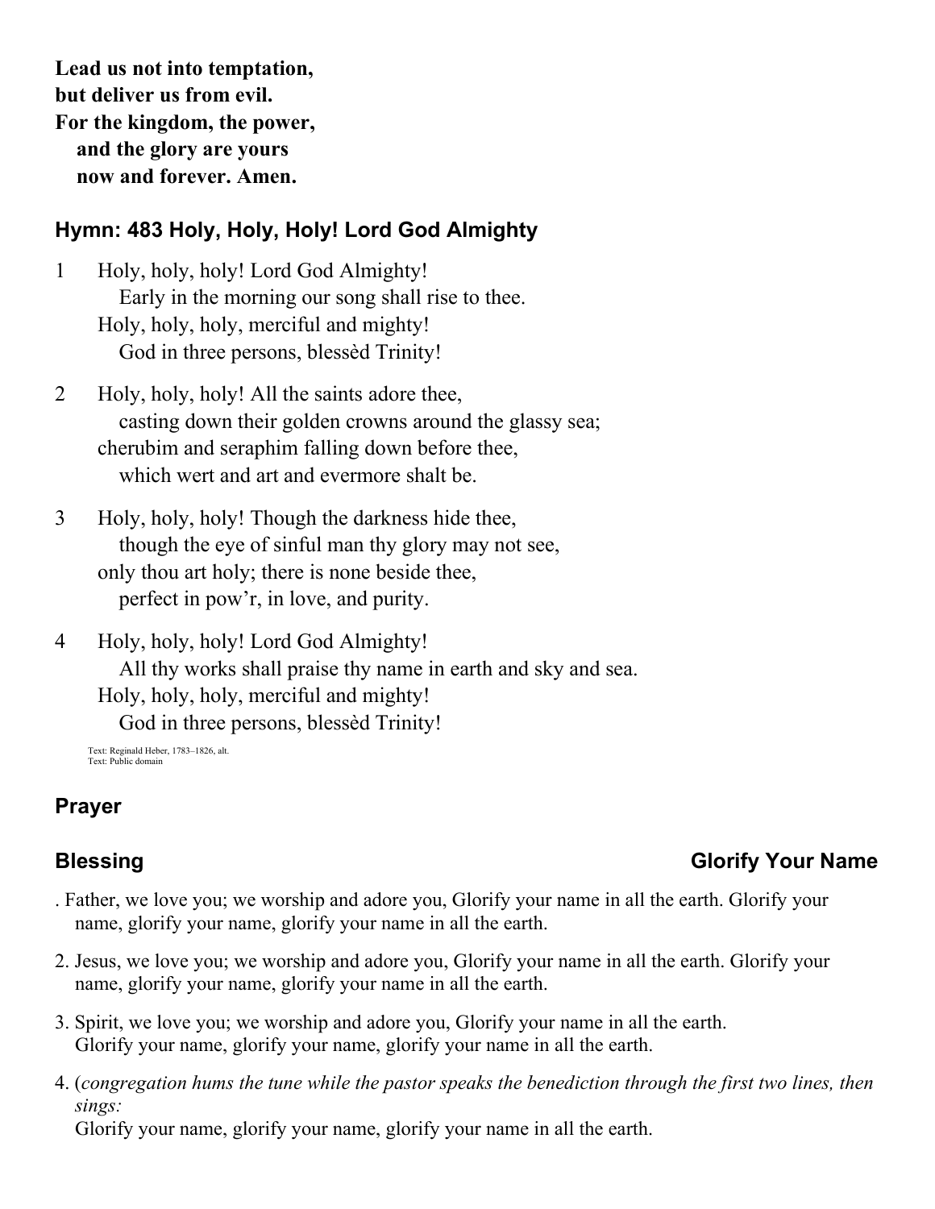**Lead us not into temptation,**
**but deliver us from evil.**
**For the kingdom, the power,**
**and the glory are yours**
**now and forever. Amen.**

## Hymn: 483 Holy, Holy, Holy! Lord God Almighty

1 Holy, holy, holy! Lord God Almighty!
Early in the morning our song shall rise to thee.
Holy, holy, holy, merciful and mighty!
God in three persons, blessèd Trinity!

2 Holy, holy, holy! All the saints adore thee,
casting down their golden crowns around the glassy sea;
cherubim and seraphim falling down before thee,
which wert and art and evermore shalt be.

3 Holy, holy, holy! Though the darkness hide thee,
though the eye of sinful man thy glory may not see,
only thou art holy; there is none beside thee,
perfect in pow'r, in love, and purity.

4 Holy, holy, holy! Lord God Almighty!
All thy works shall praise thy name in earth and sky and sea.
Holy, holy, holy, merciful and mighty!
God in three persons, blessèd Trinity!

Text: Reginald Heber, 1783–1826, alt.
Text: Public domain

## Prayer

## Blessing Glorify Your Name

. Father, we love you; we worship and adore you, Glorify your name in all the earth. Glorify your name, glorify your name, glorify your name in all the earth.

2. Jesus, we love you; we worship and adore you, Glorify your name in all the earth. Glorify your name, glorify your name, glorify your name in all the earth.

3. Spirit, we love you; we worship and adore you, Glorify your name in all the earth. Glorify your name, glorify your name, glorify your name in all the earth.

4. (*congregation hums the tune while the pastor speaks the benediction through the first two lines, then sings:*
Glorify your name, glorify your name, glorify your name in all the earth.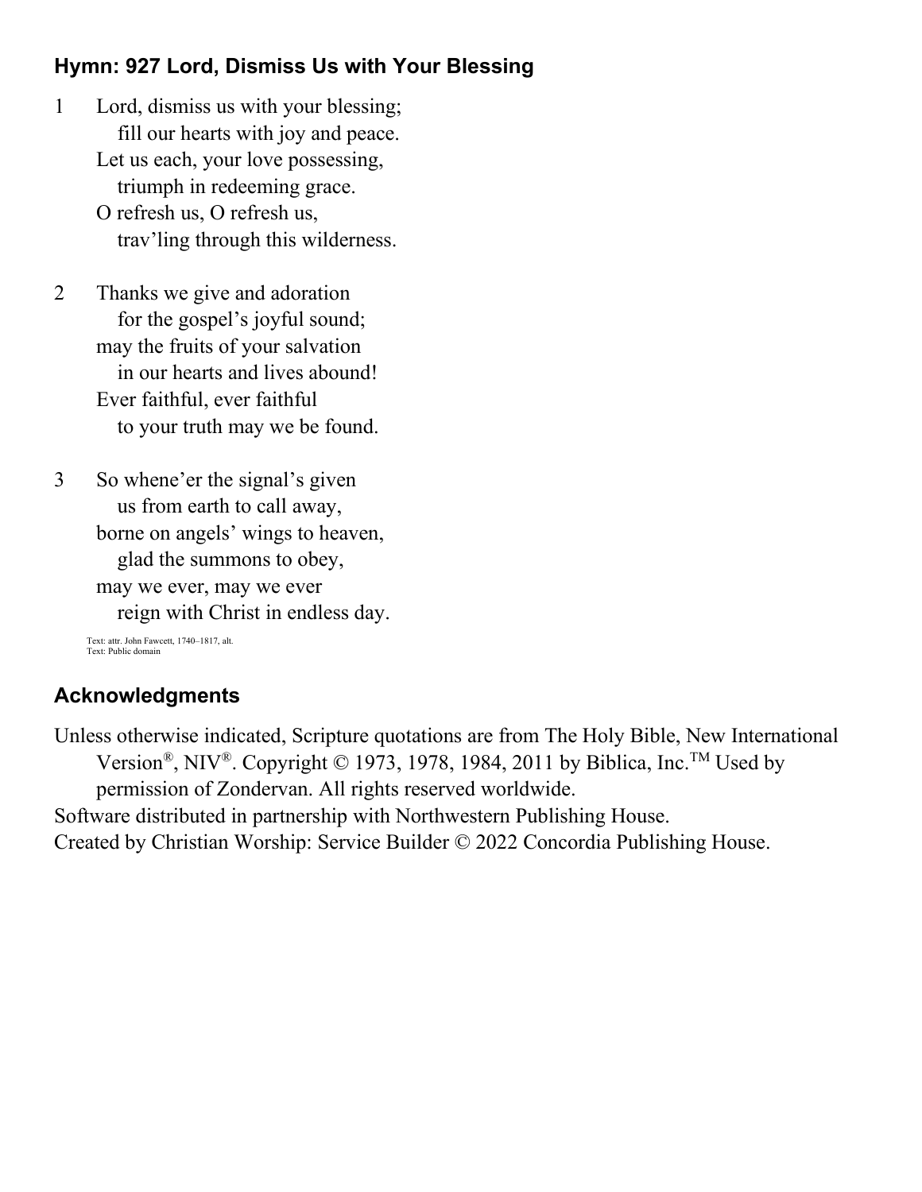### Hymn: 927 Lord, Dismiss Us with Your Blessing

1 Lord, dismiss us with your blessing;
fill our hearts with joy and peace.
Let us each, your love possessing,
triumph in redeeming grace.
O refresh us, O refresh us,
trav'ling through this wilderness.

2 Thanks we give and adoration
for the gospel's joyful sound;
may the fruits of your salvation
in our hearts and lives abound!
Ever faithful, ever faithful
to your truth may we be found.

3 So whene'er the signal's given
us from earth to call away,
borne on angels' wings to heaven,
glad the summons to obey,
may we ever, may we ever
reign with Christ in endless day.

Text: attr. John Fawcett, 1740–1817, alt.
Text: Public domain

### Acknowledgments

Unless otherwise indicated, Scripture quotations are from The Holy Bible, New International Version®, NIV®. Copyright © 1973, 1978, 1984, 2011 by Biblica, Inc.™ Used by permission of Zondervan. All rights reserved worldwide.

Software distributed in partnership with Northwestern Publishing House.

Created by Christian Worship: Service Builder © 2022 Concordia Publishing House.